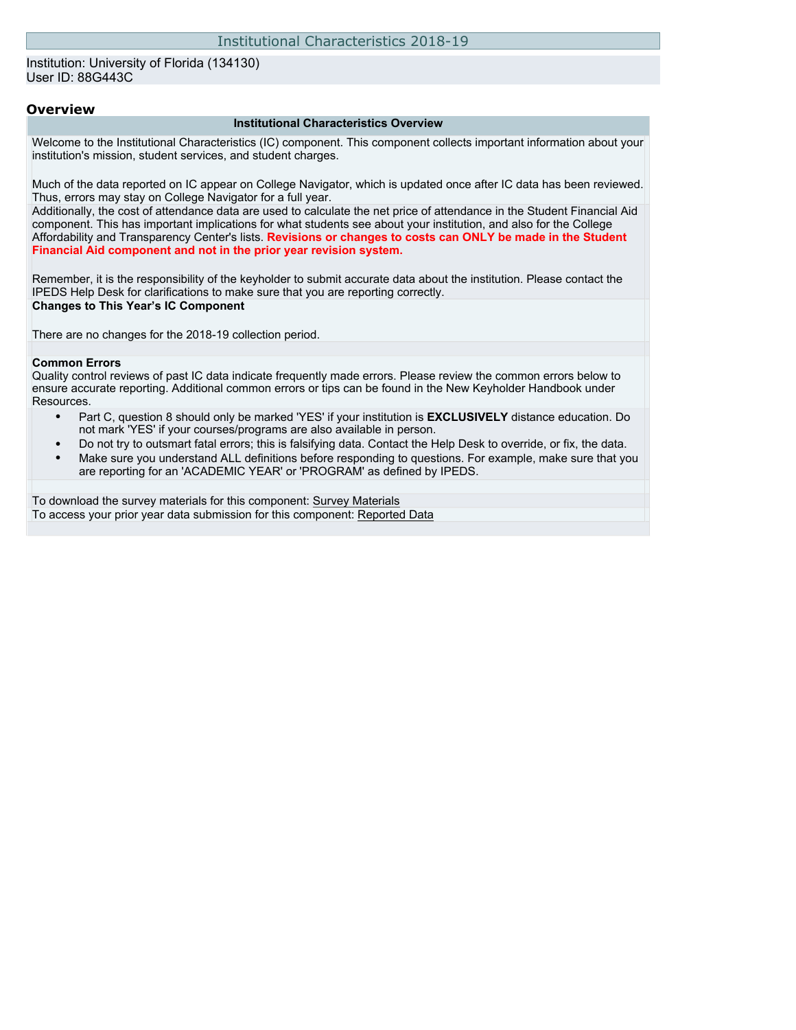# Institutional Characteristics 2018-19

Institution: University of Florida (134130)
User ID: 88G443C

## Overview

**Institutional Characteristics Overview**

Welcome to the Institutional Characteristics (IC) component. This component collects important information about your institution's mission, student services, and student charges.

Much of the data reported on IC appear on College Navigator, which is updated once after IC data has been reviewed. Thus, errors may stay on College Navigator for a full year.

Additionally, the cost of attendance data are used to calculate the net price of attendance in the Student Financial Aid component. This has important implications for what students see about your institution, and also for the College Affordability and Transparency Center's lists. **Revisions or changes to costs can ONLY be made in the Student Financial Aid component and not in the prior year revision system.**

Remember, it is the responsibility of the keyholder to submit accurate data about the institution. Please contact the IPEDS Help Desk for clarifications to make sure that you are reporting correctly.

**Changes to This Year's IC Component**

There are no changes for the 2018-19 collection period.

**Common Errors**

Quality control reviews of past IC data indicate frequently made errors. Please review the common errors below to ensure accurate reporting. Additional common errors or tips can be found in the New Keyholder Handbook under Resources.

- Part C, question 8 should only be marked 'YES' if your institution is **EXCLUSIVELY** distance education. Do not mark 'YES' if your courses/programs are also available in person.
- Do not try to outsmart fatal errors; this is falsifying data. Contact the Help Desk to override, or fix, the data.
- Make sure you understand ALL definitions before responding to questions. For example, make sure that you are reporting for an 'ACADEMIC YEAR' or 'PROGRAM' as defined by IPEDS.

To download the survey materials for this component: Survey Materials

To access your prior year data submission for this component: Reported Data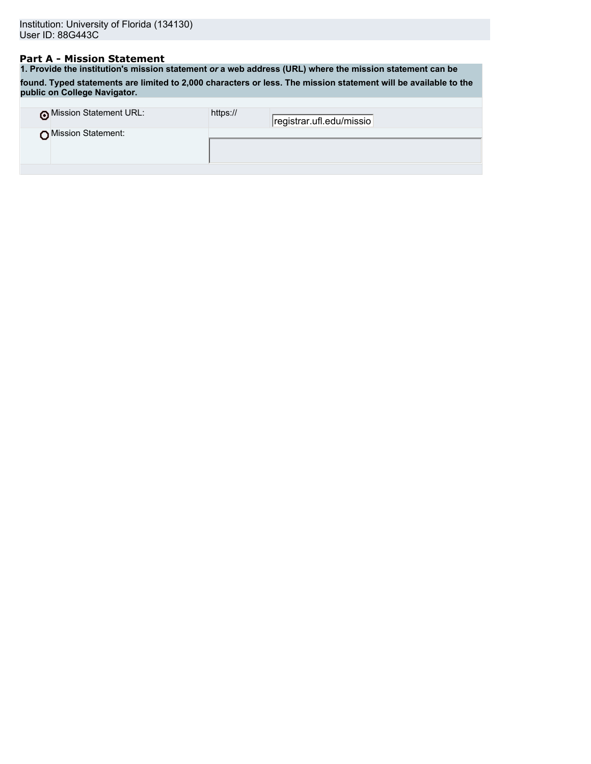Institution: University of Florida (134130)
User ID: 88G443C

## Part A - Mission Statement

**1. Provide the institution's mission statement *or* a web address (URL) where the mission statement can be found. Typed statements are limited to 2,000 characters or less. The mission statement will be available to the public on College Navigator.**

| | | |
|---|---|---|
| ◉ Mission Statement URL: | https:// | registrar.ufl.edu/missio |
| ○ Mission Statement: | | |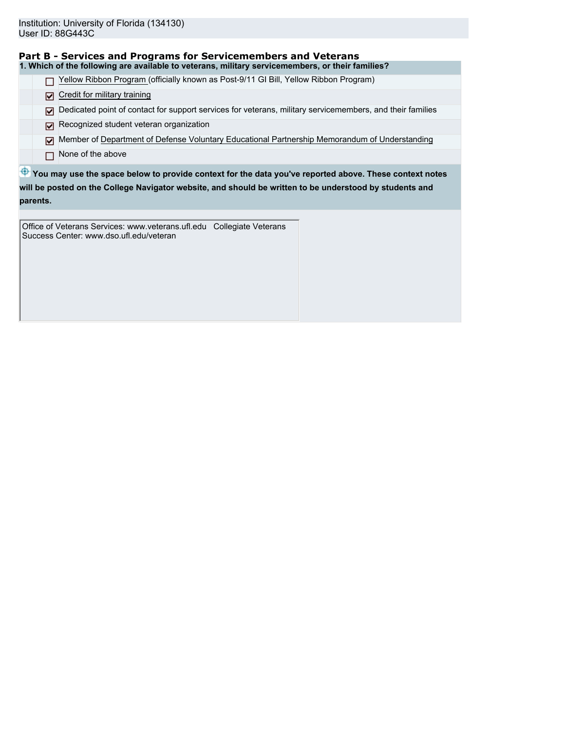Institution: University of Florida (134130)
User ID: 88G443C

## Part B - Services and Programs for Servicemembers and Veterans

**1. Which of the following are available to veterans, military servicemembers, or their families?**

- [ ] Yellow Ribbon Program (officially known as Post-9/11 GI Bill, Yellow Ribbon Program)
- [x] Credit for military training
- [x] Dedicated point of contact for support services for veterans, military servicemembers, and their families
- [x] Recognized student veteran organization
- [x] Member of Department of Defense Voluntary Educational Partnership Memorandum of Understanding
- [ ] None of the above

**You may use the space below to provide context for the data you've reported above. These context notes will be posted on the College Navigator website, and should be written to be understood by students and parents.**

Office of Veterans Services: www.veterans.ufl.edu   Collegiate Veterans Success Center: www.dso.ufl.edu/veteran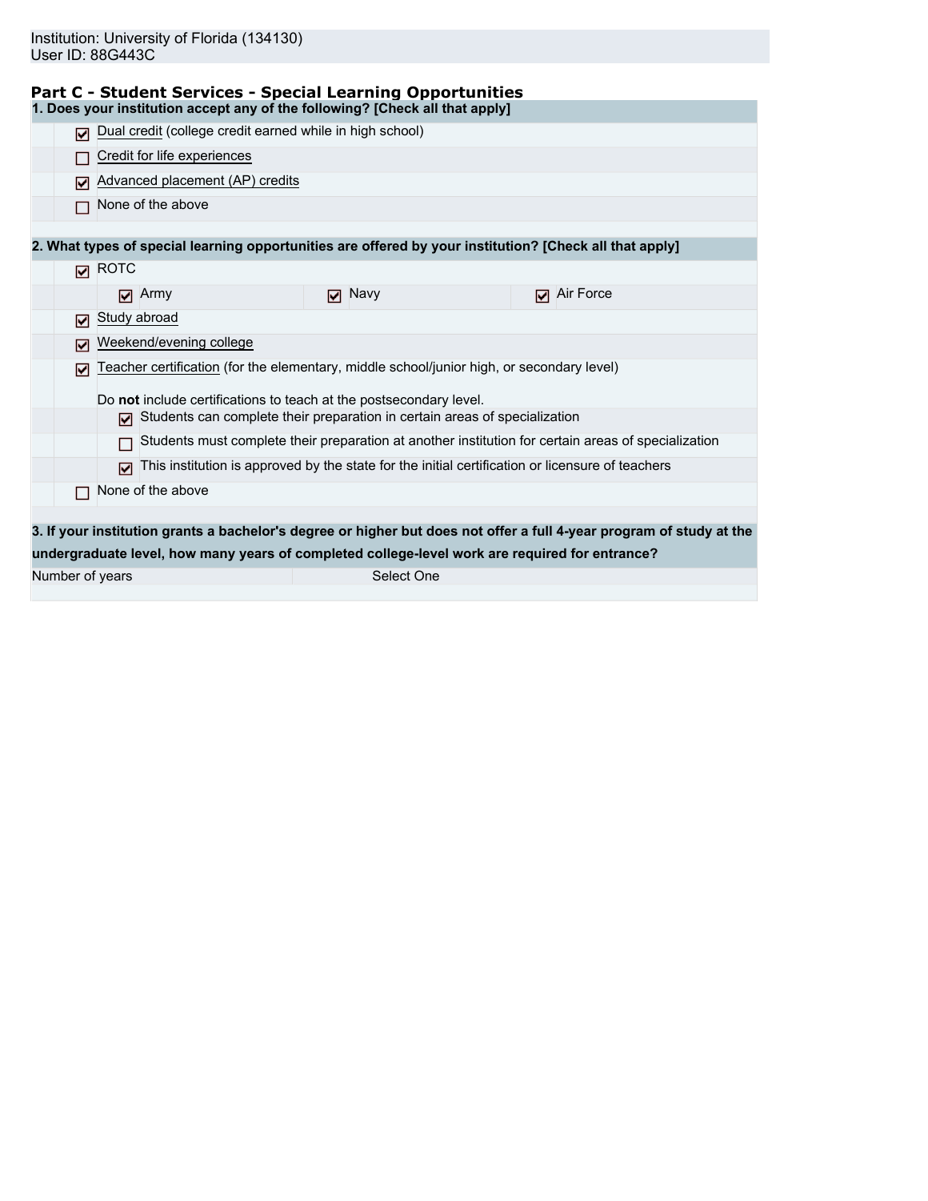Institution: University of Florida (134130)
User ID: 88G443C

## Part C - Student Services - Special Learning Opportunities

**1. Does your institution accept any of the following? [Check all that apply]**

- [x] Dual credit (college credit earned while in high school)
- [ ] Credit for life experiences
- [x] Advanced placement (AP) credits
- [ ] None of the above

**2. What types of special learning opportunities are offered by your institution? [Check all that apply]**

- [x] ROTC
  - [x] Army
  - [x] Navy
  - [x] Air Force
- [x] Study abroad
- [x] Weekend/evening college
- [x] Teacher certification (for the elementary, middle school/junior high, or secondary level)

  Do **not** include certifications to teach at the postsecondary level.
  - [x] Students can complete their preparation in certain areas of specialization
  - [ ] Students must complete their preparation at another institution for certain areas of specialization
  - [x] This institution is approved by the state for the initial certification or licensure of teachers
- [ ] None of the above

**3. If your institution grants a bachelor's degree or higher but does not offer a full 4-year program of study at the undergraduate level, how many years of completed college-level work are required for entrance?**

| Number of years | Select One |
|---|---|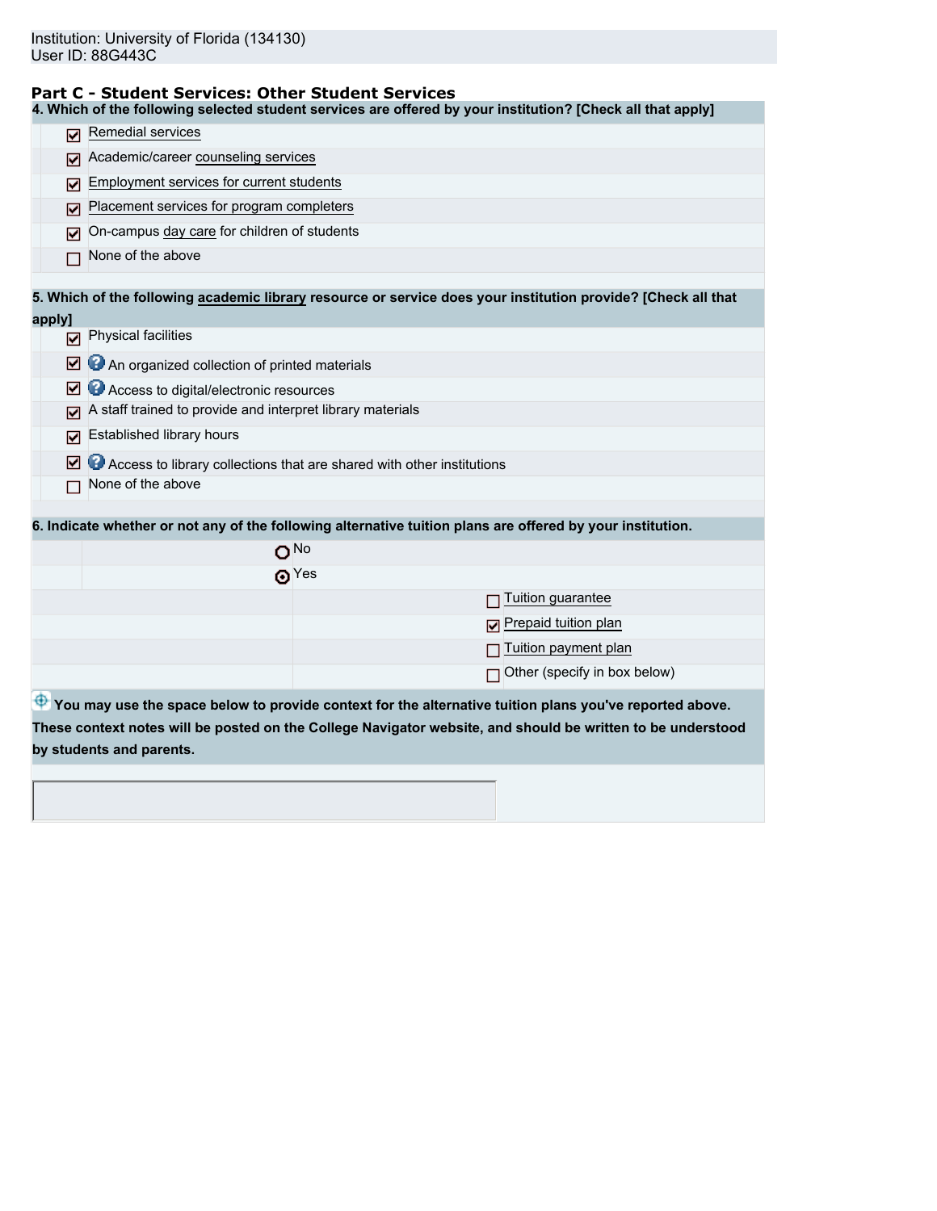Institution: University of Florida (134130)
User ID: 88G443C

## Part C - Student Services: Other Student Services

**4. Which of the following selected student services are offered by your institution? [Check all that apply]**

- [x] Remedial services
- [x] Academic/career counseling services
- [x] Employment services for current students
- [x] Placement services for program completers
- [x] On-campus day care for children of students
- [ ] None of the above

**5. Which of the following academic library resource or service does your institution provide? [Check all that apply]**

- [x] Physical facilities
- [x] An organized collection of printed materials
- [x] Access to digital/electronic resources
- [x] A staff trained to provide and interpret library materials
- [x] Established library hours
- [x] Access to library collections that are shared with other institutions
- [ ] None of the above

**6. Indicate whether or not any of the following alternative tuition plans are offered by your institution.**

- ( ) No
- (•) Yes
  - [ ] Tuition guarantee
  - [x] Prepaid tuition plan
  - [ ] Tuition payment plan
  - [ ] Other (specify in box below)

**You may use the space below to provide context for the alternative tuition plans you've reported above. These context notes will be posted on the College Navigator website, and should be written to be understood by students and parents.**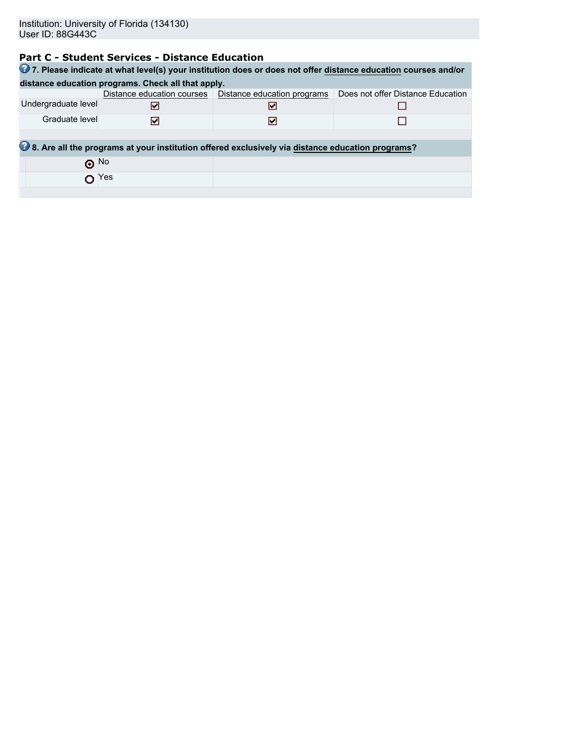Institution: University of Florida (134130)
User ID: 88G443C

## Part C - Student Services - Distance Education

**7. Please indicate at what level(s) your institution does or does not offer distance education courses and/or distance education programs. Check all that apply.**

| | Distance education courses | Distance education programs | Does not offer Distance Education |
|---|---|---|---|
| Undergraduate level | ☑ | ☑ | ☐ |
| Graduate level | ☑ | ☑ | ☐ |

**8. Are all the programs at your institution offered exclusively via distance education programs?**

- ◉ No
- ○ Yes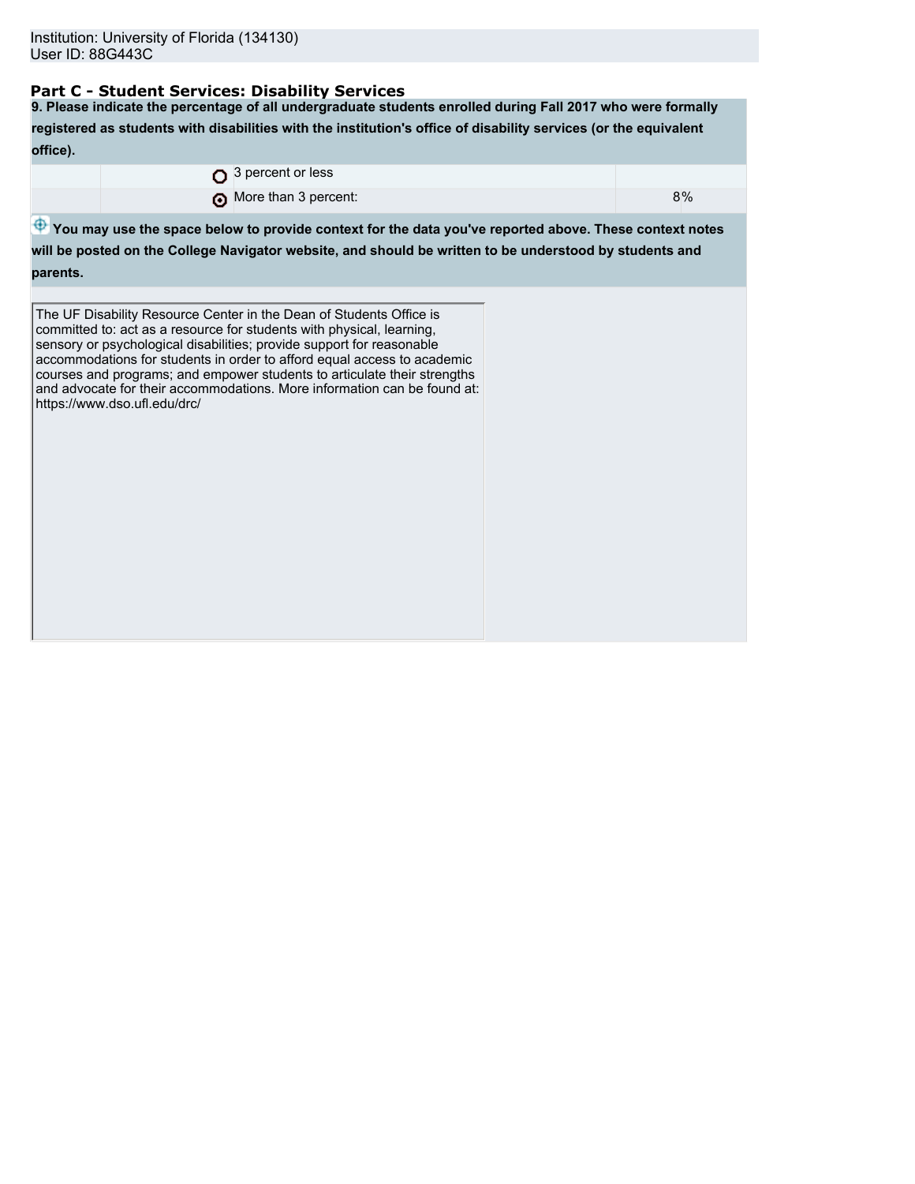Institution: University of Florida (134130)
User ID: 88G443C

## Part C - Student Services: Disability Services

**9. Please indicate the percentage of all undergraduate students enrolled during Fall 2017 who were formally registered as students with disabilities with the institution's office of disability services (or the equivalent office).**

| | | |
|---|---|---|
| ○ | 3 percent or less | |
| ◉ | More than 3 percent: | 8% |

**You may use the space below to provide context for the data you've reported above. These context notes will be posted on the College Navigator website, and should be written to be understood by students and parents.**

The UF Disability Resource Center in the Dean of Students Office is committed to: act as a resource for students with physical, learning, sensory or psychological disabilities; provide support for reasonable accommodations for students in order to afford equal access to academic courses and programs; and empower students to articulate their strengths and advocate for their accommodations. More information can be found at: https://www.dso.ufl.edu/drc/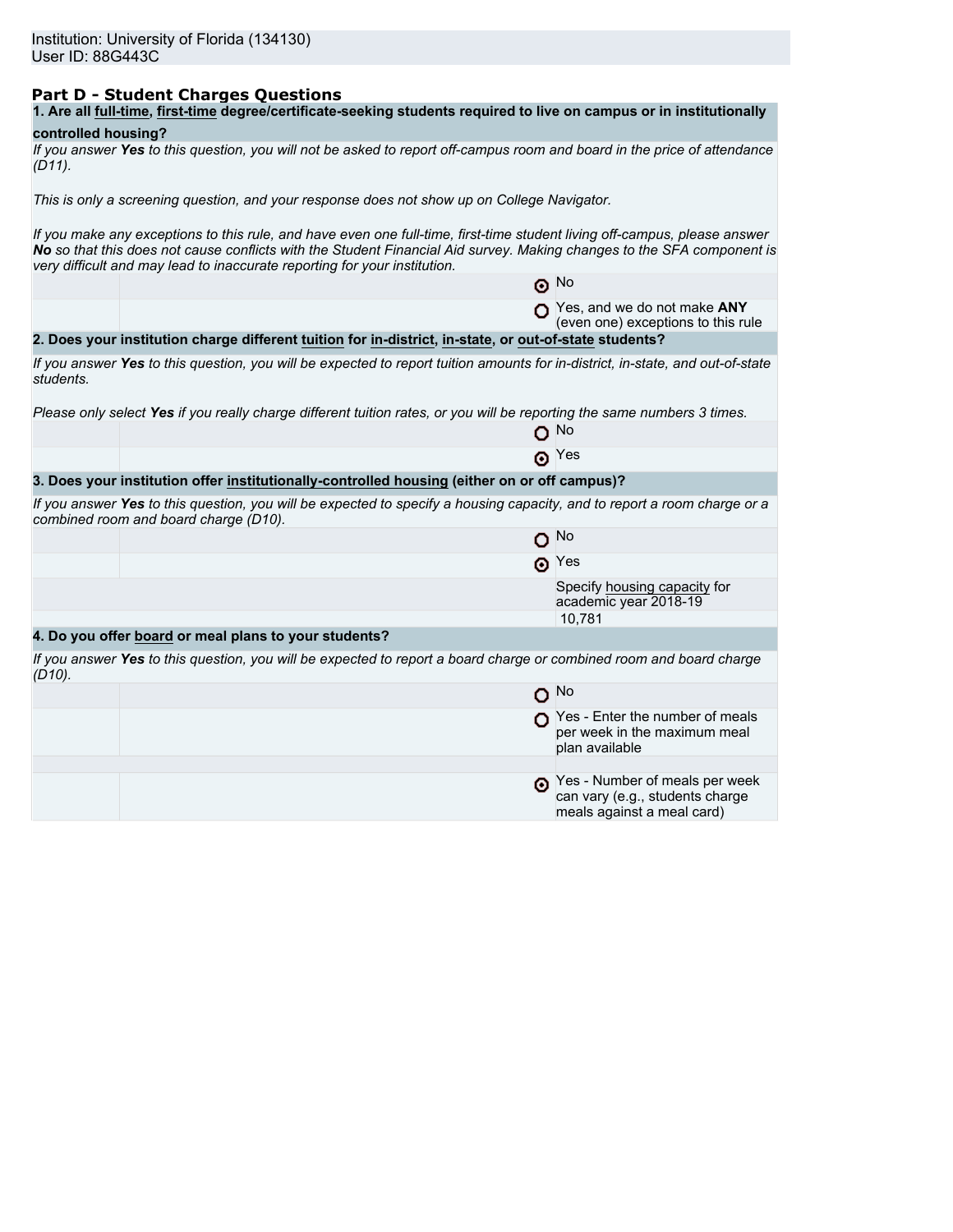Institution: University of Florida (134130)
User ID: 88G443C

## Part D - Student Charges Questions

**1. Are all full-time, first-time degree/certificate-seeking students required to live on campus or in institutionally controlled housing?**

*If you answer **Yes** to this question, you will not be asked to report off-campus room and board in the price of attendance (D11).*

*This is only a screening question, and your response does not show up on College Navigator.*

*If you make any exceptions to this rule, and have even one full-time, first-time student living off-campus, please answer **No** so that this does not cause conflicts with the Student Financial Aid survey. Making changes to the SFA component is very difficult and may lead to inaccurate reporting for your institution.*

- (●) No
- ( ) Yes, and we do not make **ANY** (even one) exceptions to this rule

**2. Does your institution charge different tuition for in-district, in-state, or out-of-state students?**

*If you answer **Yes** to this question, you will be expected to report tuition amounts for in-district, in-state, and out-of-state students.*

*Please only select **Yes** if you really charge different tuition rates, or you will be reporting the same numbers 3 times.*

- ( ) No
- (●) Yes

**3. Does your institution offer institutionally-controlled housing (either on or off campus)?**

*If you answer **Yes** to this question, you will be expected to specify a housing capacity, and to report a room charge or a combined room and board charge (D10).*

- ( ) No
- (●) Yes

Specify housing capacity for academic year 2018-19: 10,781

**4. Do you offer board or meal plans to your students?**

*If you answer **Yes** to this question, you will be expected to report a board charge or combined room and board charge (D10).*

- ( ) No
- ( ) Yes - Enter the number of meals per week in the maximum meal plan available
- (●) Yes - Number of meals per week can vary (e.g., students charge meals against a meal card)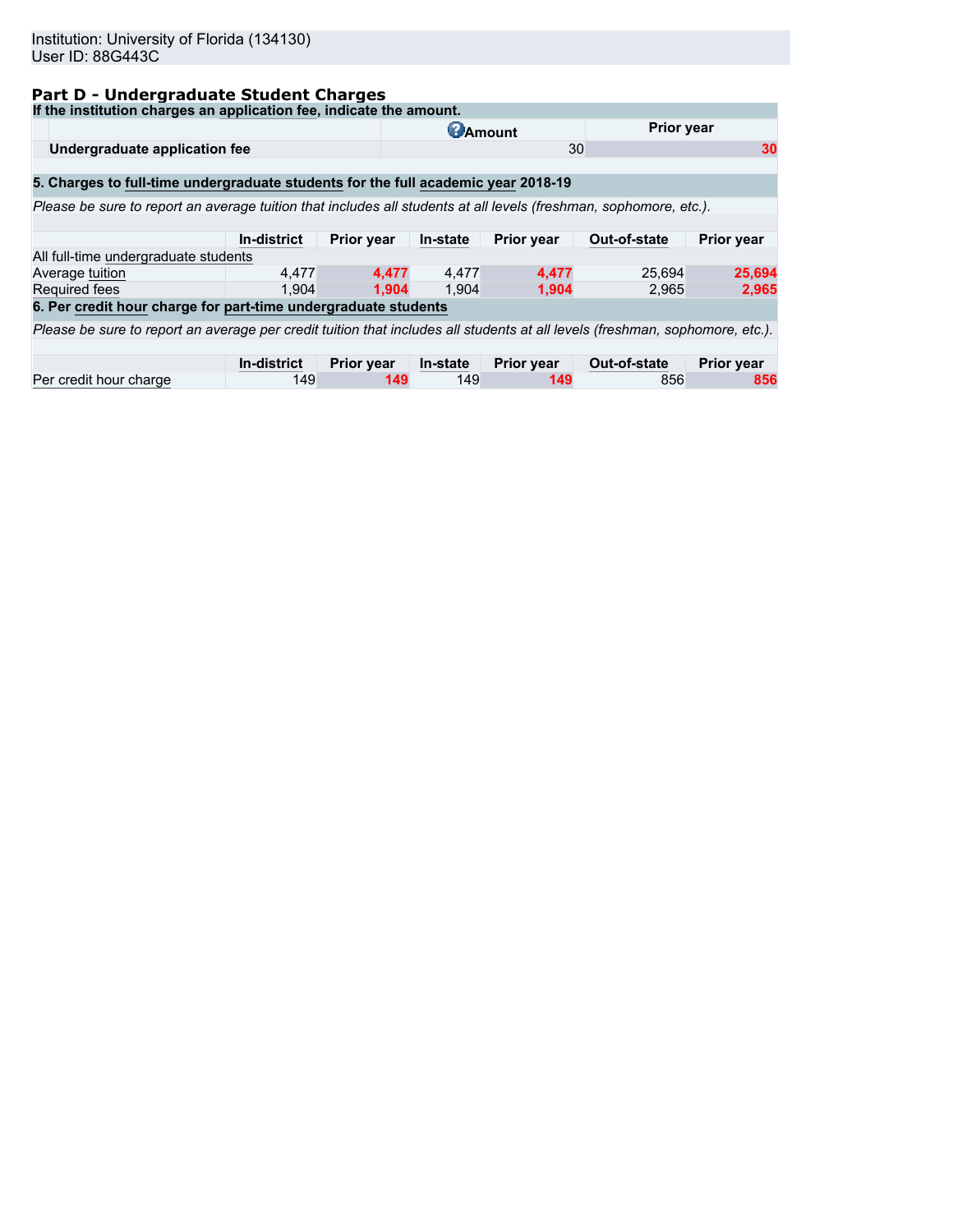Institution: University of Florida (134130)
User ID: 88G443C

## Part D - Undergraduate Student Charges

**If the institution charges an application fee, indicate the amount.**

| | Amount | Prior year |
|---|---|---|
| **Undergraduate application fee** | 30 | 30 |

**5. Charges to full-time undergraduate students for the full academic year 2018-19**

*Please be sure to report an average tuition that includes all students at all levels (freshman, sophomore, etc.).*

| | In-district | Prior year | In-state | Prior year | Out-of-state | Prior year |
|---|---|---|---|---|---|---|
| All full-time undergraduate students | | | | | | |
| Average tuition | 4,477 | 4,477 | 4,477 | 4,477 | 25,694 | 25,694 |
| Required fees | 1,904 | 1,904 | 1,904 | 1,904 | 2,965 | 2,965 |

**6. Per credit hour charge for part-time undergraduate students**

*Please be sure to report an average per credit tuition that includes all students at all levels (freshman, sophomore, etc.).*

| | In-district | Prior year | In-state | Prior year | Out-of-state | Prior year |
|---|---|---|---|---|---|---|
| Per credit hour charge | 149 | 149 | 149 | 149 | 856 | 856 |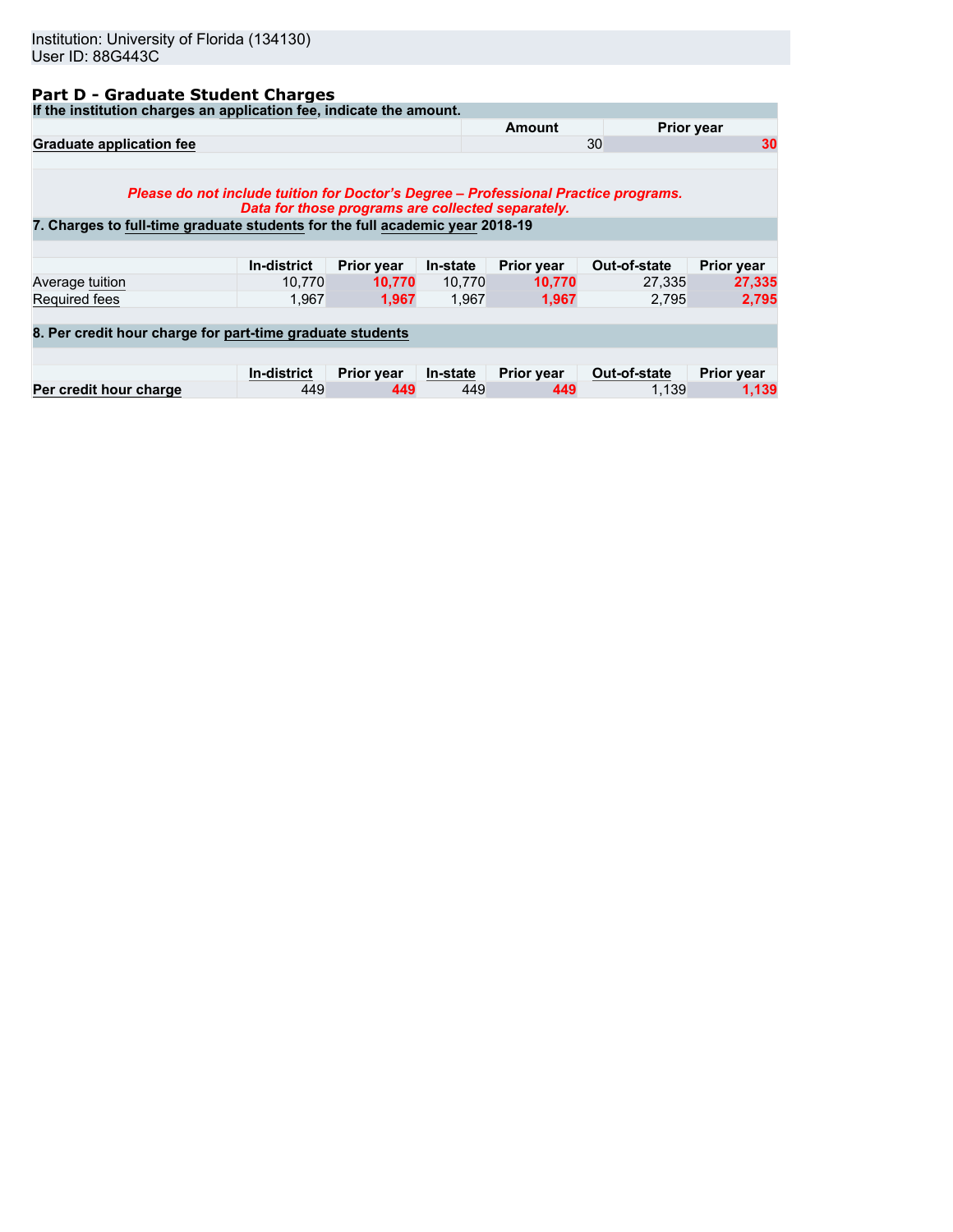Institution: University of Florida (134130)
User ID: 88G443C

## Part D - Graduate Student Charges

**If the institution charges an application fee, indicate the amount.**

| | Amount | Prior year |
|---|---|---|
| **Graduate application fee** | 30 | 30 |

***Please do not include tuition for Doctor's Degree – Professional Practice programs. Data for those programs are collected separately.***

**7. Charges to full-time graduate students for the full academic year 2018-19**

| | In-district | Prior year | In-state | Prior year | Out-of-state | Prior year |
|---|---|---|---|---|---|---|
| Average tuition | 10,770 | 10,770 | 10,770 | 10,770 | 27,335 | 27,335 |
| Required fees | 1,967 | 1,967 | 1,967 | 1,967 | 2,795 | 2,795 |

**8. Per credit hour charge for part-time graduate students**

| | In-district | Prior year | In-state | Prior year | Out-of-state | Prior year |
|---|---|---|---|---|---|---|
| **Per credit hour charge** | 449 | 449 | 449 | 449 | 1,139 | 1,139 |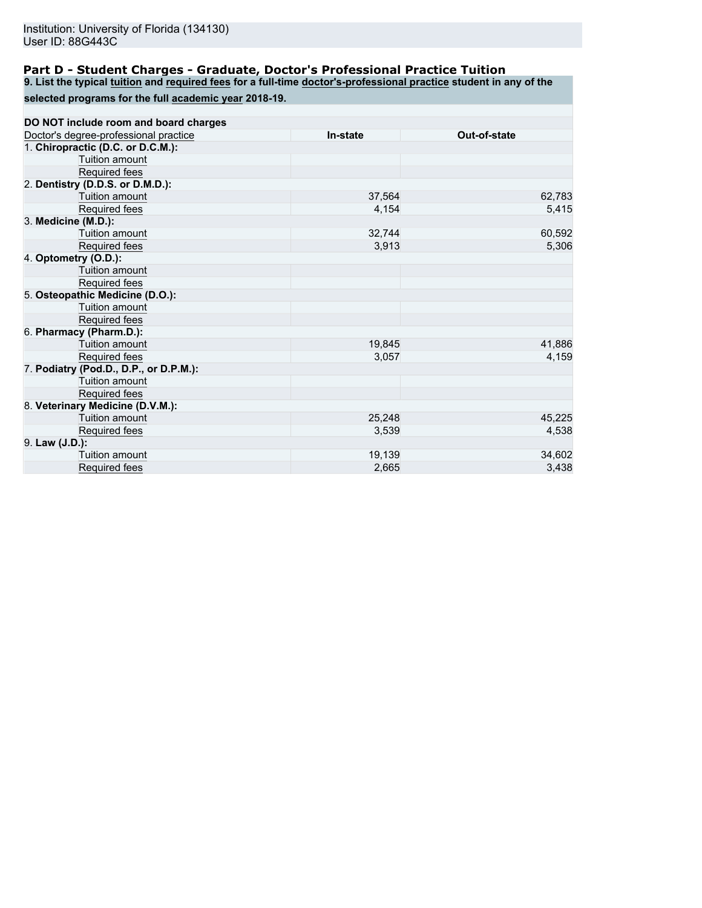Institution: University of Florida (134130)
User ID: 88G443C

## Part D - Student Charges - Graduate, Doctor's Professional Practice Tuition

**9. List the typical tuition and required fees for a full-time doctor's-professional practice student in any of the selected programs for the full academic year 2018-19.**

**DO NOT include room and board charges**

| Doctor's degree-professional practice | In-state | Out-of-state |
|---|---|---|
| 1. **Chiropractic (D.C. or D.C.M.):** | | |
| Tuition amount | | |
| Required fees | | |
| 2. **Dentistry (D.D.S. or D.M.D.):** | | |
| Tuition amount | 37,564 | 62,783 |
| Required fees | 4,154 | 5,415 |
| 3. **Medicine (M.D.):** | | |
| Tuition amount | 32,744 | 60,592 |
| Required fees | 3,913 | 5,306 |
| 4. **Optometry (O.D.):** | | |
| Tuition amount | | |
| Required fees | | |
| 5. **Osteopathic Medicine (D.O.):** | | |
| Tuition amount | | |
| Required fees | | |
| 6. **Pharmacy (Pharm.D.):** | | |
| Tuition amount | 19,845 | 41,886 |
| Required fees | 3,057 | 4,159 |
| 7. **Podiatry (Pod.D., D.P., or D.P.M.):** | | |
| Tuition amount | | |
| Required fees | | |
| 8. **Veterinary Medicine (D.V.M.):** | | |
| Tuition amount | 25,248 | 45,225 |
| Required fees | 3,539 | 4,538 |
| 9. **Law (J.D.):** | | |
| Tuition amount | 19,139 | 34,602 |
| Required fees | 2,665 | 3,438 |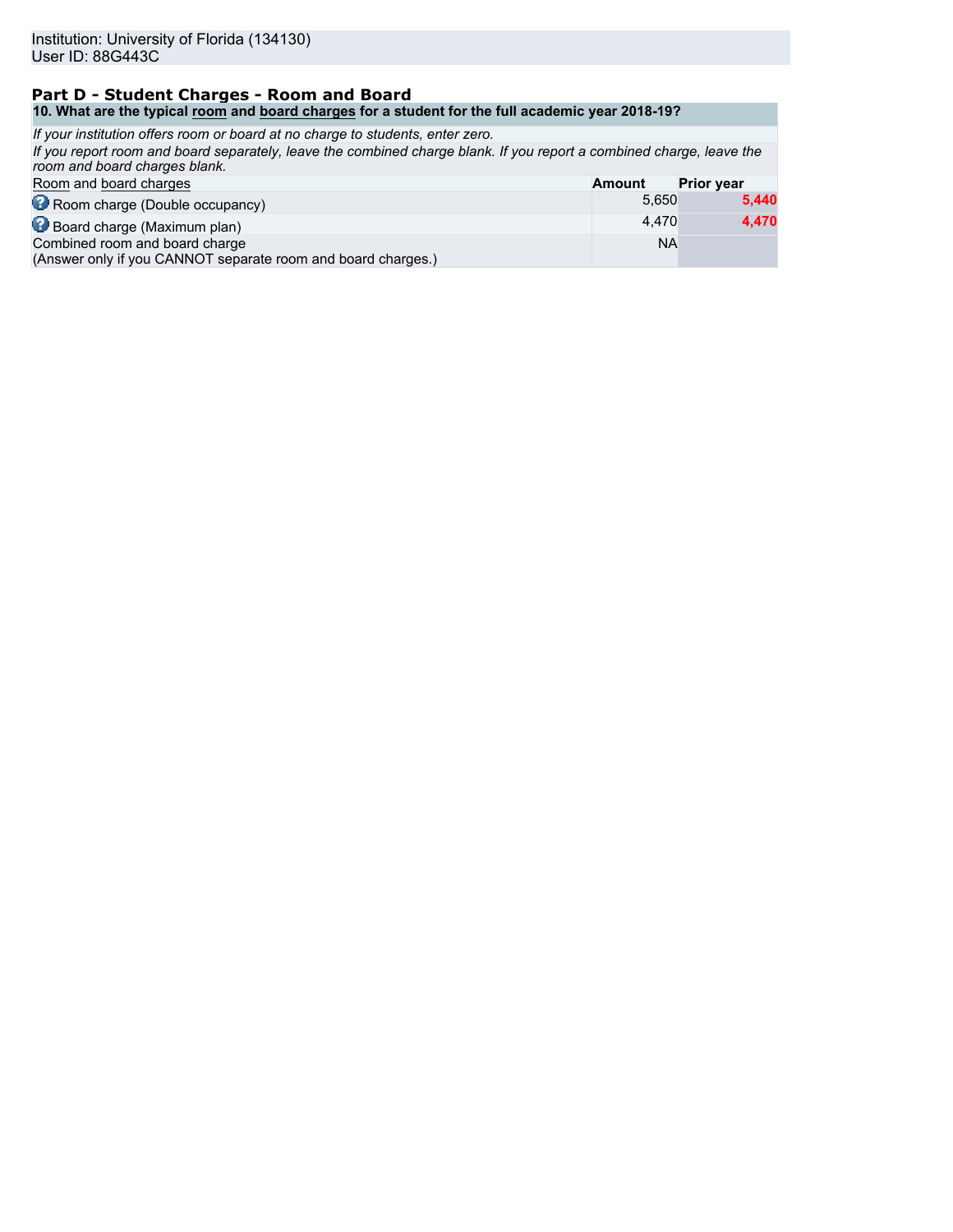Institution: University of Florida (134130)
User ID: 88G443C

## Part D - Student Charges - Room and Board

**10. What are the typical room and board charges for a student for the full academic year 2018-19?**

*If your institution offers room or board at no charge to students, enter zero.*

*If you report room and board separately, leave the combined charge blank. If you report a combined charge, leave the room and board charges blank.*

| Room and board charges | Amount | Prior year |
|---|---|---|
| Room charge (Double occupancy) | 5,650 | **5,440** |
| Board charge (Maximum plan) | 4,470 | **4,470** |
| Combined room and board charge (Answer only if you CANNOT separate room and board charges.) | NA | |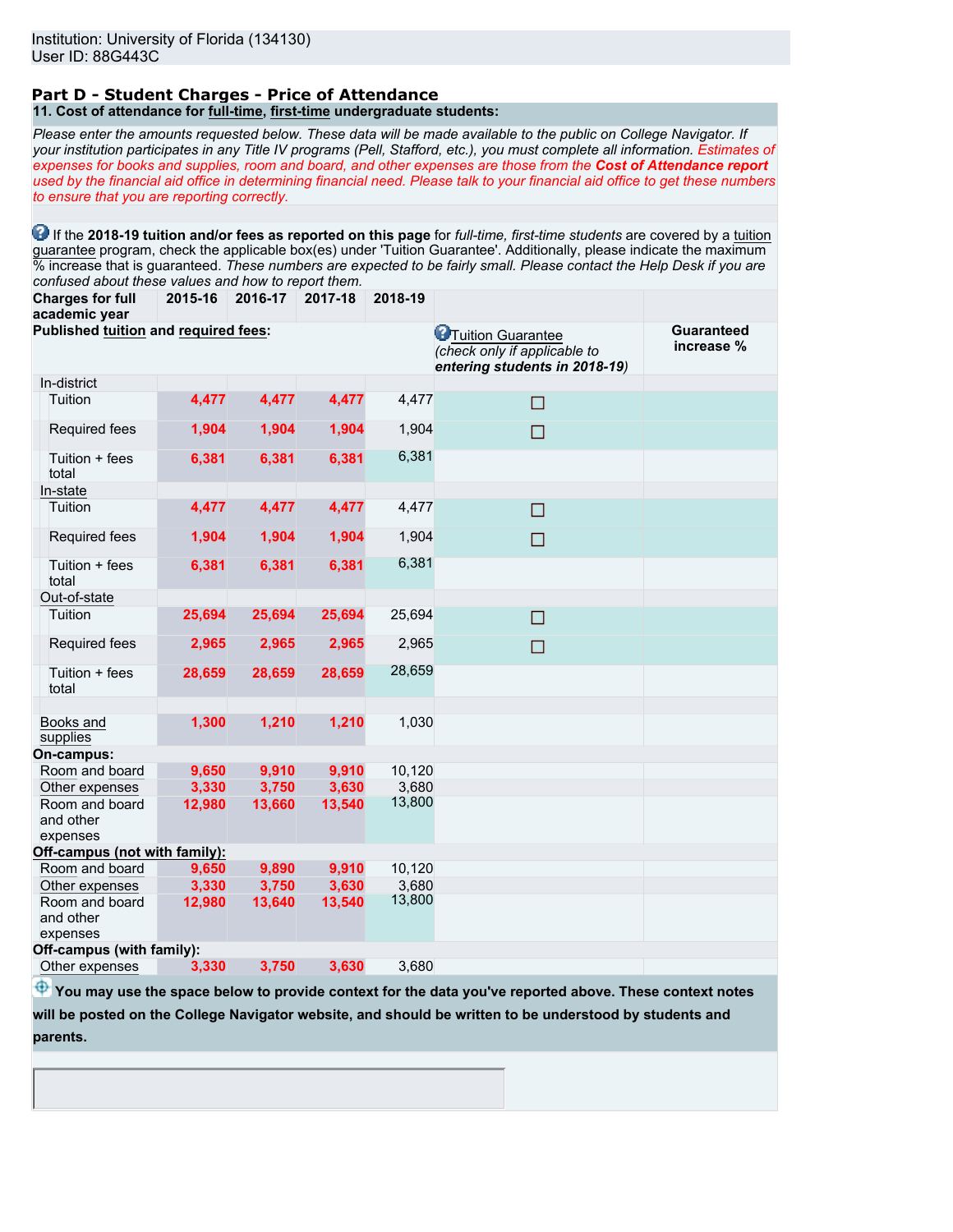Institution: University of Florida (134130)
User ID: 88G443C

## Part D - Student Charges - Price of Attendance

### 11. Cost of attendance for full-time, first-time undergraduate students:

*Please enter the amounts requested below. These data will be made available to the public on College Navigator. If your institution participates in any Title IV programs (Pell, Stafford, etc.), you must complete all information.* *Estimates of expenses for books and supplies, room and board, and other expenses are those from the* ***Cost of Attendance report*** *used by the financial aid office in determining financial need. Please talk to your financial aid office to get these numbers to ensure that you are reporting correctly.*

If the **2018-19 tuition and/or fees as reported on this page** for *full-time, first-time students* are covered by a tuition guarantee program, check the applicable box(es) under 'Tuition Guarantee'. Additionally, please indicate the maximum % increase that is guaranteed. *These numbers are expected to be fairly small. Please contact the Help Desk if you are confused about these values and how to report them.*

| Charges for full academic year | 2015-16 | 2016-17 | 2017-18 | 2018-19 | Tuition Guarantee (check only if applicable to entering students in 2018-19) | Guaranteed increase % |
|---|---|---|---|---|---|---|
| **Published tuition and required fees:** | | | | | | |
| In-district | | | | | | |
| Tuition | 4,477 | 4,477 | 4,477 | 4,477 | ☐ | |
| Required fees | 1,904 | 1,904 | 1,904 | 1,904 | ☐ | |
| Tuition + fees total | 6,381 | 6,381 | 6,381 | 6,381 | | |
| In-state | | | | | | |
| Tuition | 4,477 | 4,477 | 4,477 | 4,477 | ☐ | |
| Required fees | 1,904 | 1,904 | 1,904 | 1,904 | ☐ | |
| Tuition + fees total | 6,381 | 6,381 | 6,381 | 6,381 | | |
| Out-of-state | | | | | | |
| Tuition | 25,694 | 25,694 | 25,694 | 25,694 | ☐ | |
| Required fees | 2,965 | 2,965 | 2,965 | 2,965 | ☐ | |
| Tuition + fees total | 28,659 | 28,659 | 28,659 | 28,659 | | |
| Books and supplies | 1,300 | 1,210 | 1,210 | 1,030 | | |
| **On-campus:** | | | | | | |
| Room and board | 9,650 | 9,910 | 9,910 | 10,120 | | |
| Other expenses | 3,330 | 3,750 | 3,630 | 3,680 | | |
| Room and board and other expenses | 12,980 | 13,660 | 13,540 | 13,800 | | |
| **Off-campus (not with family):** | | | | | | |
| Room and board | 9,650 | 9,890 | 9,910 | 10,120 | | |
| Other expenses | 3,330 | 3,750 | 3,630 | 3,680 | | |
| Room and board and other expenses | 12,980 | 13,640 | 13,540 | 13,800 | | |
| **Off-campus (with family):** | | | | | | |
| Other expenses | 3,330 | 3,750 | 3,630 | 3,680 | | |

**You may use the space below to provide context for the data you've reported above. These context notes will be posted on the College Navigator website, and should be written to be understood by students and parents.**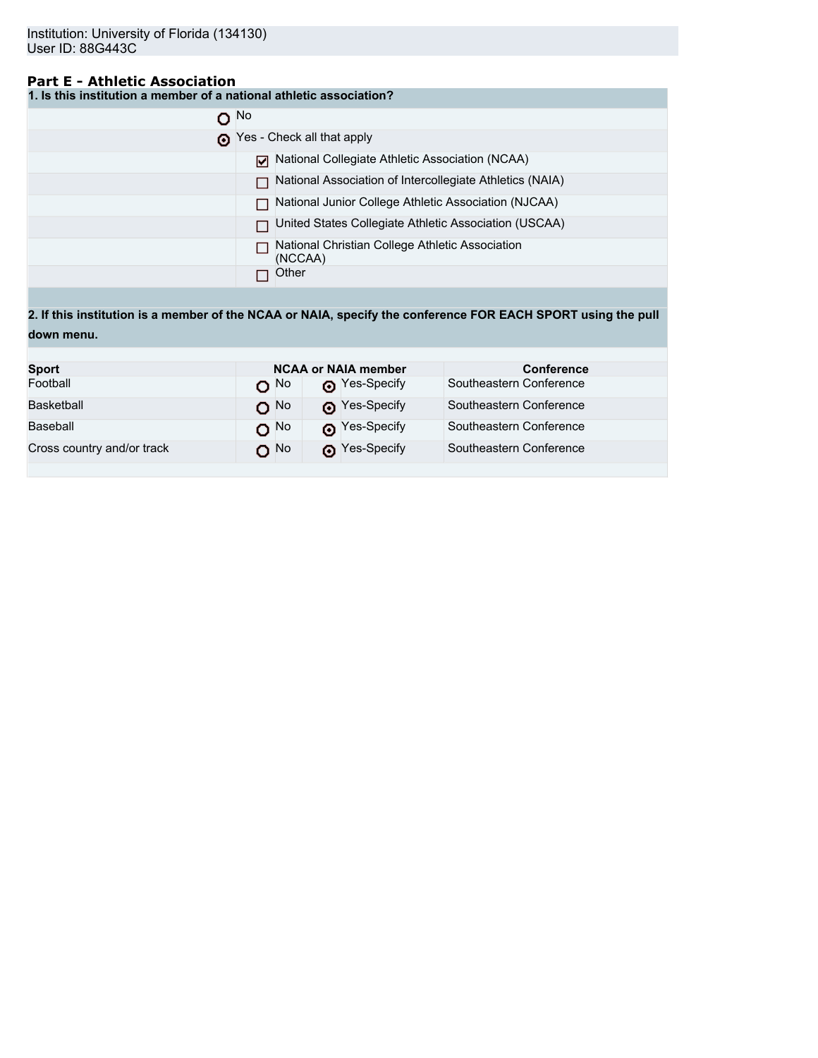Institution: University of Florida (134130)
User ID: 88G443C

## Part E - Athletic Association

**1. Is this institution a member of a national athletic association?**

- ○ No
- ◉ Yes - Check all that apply
  - ☑ National Collegiate Athletic Association (NCAA)
  - ☐ National Association of Intercollegiate Athletics (NAIA)
  - ☐ National Junior College Athletic Association (NJCAA)
  - ☐ United States Collegiate Athletic Association (USCAA)
  - ☐ National Christian College Athletic Association (NCCAA)
  - ☐ Other

**2. If this institution is a member of the NCAA or NAIA, specify the conference FOR EACH SPORT using the pull down menu.**

| Sport | NCAA or NAIA member | | Conference |
|---|---|---|---|
| Football | ○ No | ◉ Yes-Specify | Southeastern Conference |
| Basketball | ○ No | ◉ Yes-Specify | Southeastern Conference |
| Baseball | ○ No | ◉ Yes-Specify | Southeastern Conference |
| Cross country and/or track | ○ No | ◉ Yes-Specify | Southeastern Conference |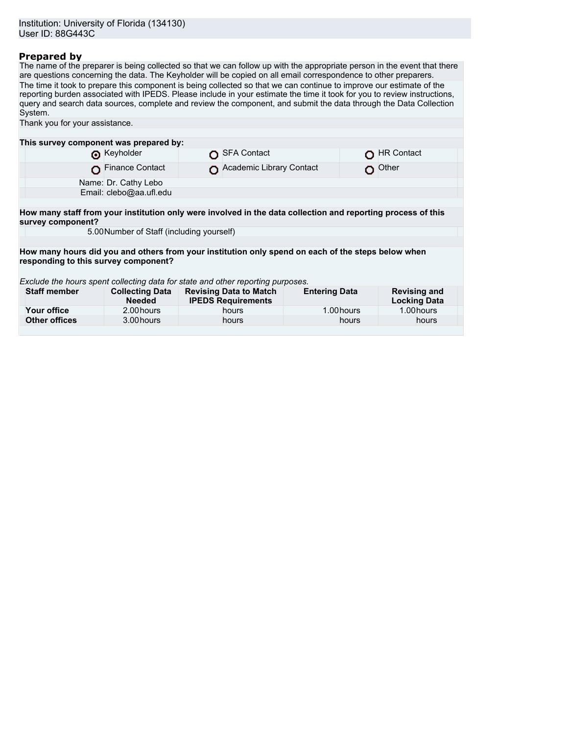Institution: University of Florida (134130)
User ID: 88G443C

## Prepared by

The name of the preparer is being collected so that we can follow up with the appropriate person in the event that there are questions concerning the data. The Keyholder will be copied on all email correspondence to other preparers.

The time it took to prepare this component is being collected so that we can continue to improve our estimate of the reporting burden associated with IPEDS. Please include in your estimate the time it took for you to review instructions, query and search data sources, complete and review the component, and submit the data through the Data Collection System.

Thank you for your assistance.

**This survey component was prepared by:**

| | | |
|---|---|---|
| (●) Keyholder | ( ) SFA Contact | ( ) HR Contact |
| ( ) Finance Contact | ( ) Academic Library Contact | ( ) Other |

Name: Dr. Cathy Lebo
Email: clebo@aa.ufl.edu

**How many staff from your institution only were involved in the data collection and reporting process of this survey component?**

5.00 Number of Staff (including yourself)

**How many hours did you and others from your institution only spend on each of the steps below when responding to this survey component?**

*Exclude the hours spent collecting data for state and other reporting purposes.*

| Staff member | Collecting Data Needed | Revising Data to Match IPEDS Requirements | Entering Data | Revising and Locking Data |
|---|---|---|---|---|
| **Your office** | 2.00 hours | hours | 1.00 hours | 1.00 hours |
| **Other offices** | 3.00 hours | hours | hours | hours |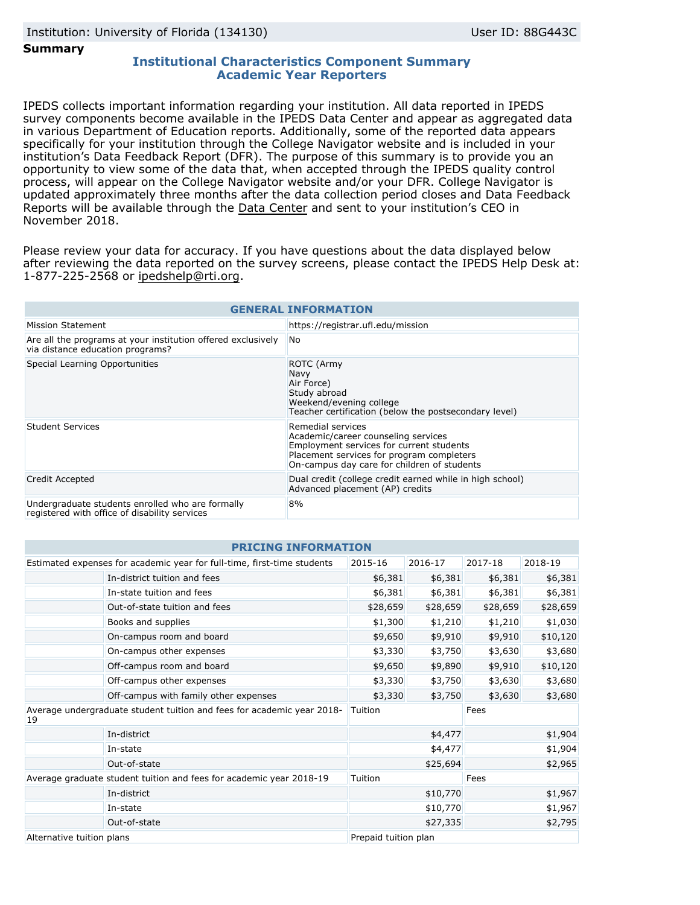Institution: University of Florida (134130) User ID: 88G443C

**Summary**

## Institutional Characteristics Component Summary
## Academic Year Reporters

IPEDS collects important information regarding your institution. All data reported in IPEDS survey components become available in the IPEDS Data Center and appear as aggregated data in various Department of Education reports. Additionally, some of the reported data appears specifically for your institution through the College Navigator website and is included in your institution's Data Feedback Report (DFR). The purpose of this summary is to provide you an opportunity to view some of the data that, when accepted through the IPEDS quality control process, will appear on the College Navigator website and/or your DFR. College Navigator is updated approximately three months after the data collection period closes and Data Feedback Reports will be available through the Data Center and sent to your institution's CEO in November 2018.

Please review your data for accuracy. If you have questions about the data displayed below after reviewing the data reported on the survey screens, please contact the IPEDS Help Desk at: 1-877-225-2568 or ipedshelp@rti.org.

| GENERAL INFORMATION | |
|---|---|
| Mission Statement | https://registrar.ufl.edu/mission |
| Are all the programs at your institution offered exclusively via distance education programs? | No |
| Special Learning Opportunities | ROTC (Army<br>Navy<br>Air Force)<br>Study abroad<br>Weekend/evening college<br>Teacher certification (below the postsecondary level) |
| Student Services | Remedial services<br>Academic/career counseling services<br>Employment services for current students<br>Placement services for program completers<br>On-campus day care for children of students |
| Credit Accepted | Dual credit (college credit earned while in high school)<br>Advanced placement (AP) credits |
| Undergraduate students enrolled who are formally registered with office of disability services | 8% |

| PRICING INFORMATION | | | | | |
|---|---|---|---|---|---|
| Estimated expenses for academic year for full-time, first-time students | | 2015-16 | 2016-17 | 2017-18 | 2018-19 |
| | In-district tuition and fees | $6,381 | $6,381 | $6,381 | $6,381 |
| | In-state tuition and fees | $6,381 | $6,381 | $6,381 | $6,381 |
| | Out-of-state tuition and fees | $28,659 | $28,659 | $28,659 | $28,659 |
| | Books and supplies | $1,300 | $1,210 | $1,210 | $1,030 |
| | On-campus room and board | $9,650 | $9,910 | $9,910 | $10,120 |
| | On-campus other expenses | $3,330 | $3,750 | $3,630 | $3,680 |
| | Off-campus room and board | $9,650 | $9,890 | $9,910 | $10,120 |
| | Off-campus other expenses | $3,330 | $3,750 | $3,630 | $3,680 |
| | Off-campus with family other expenses | $3,330 | $3,750 | $3,630 | $3,680 |
| Average undergraduate student tuition and fees for academic year 2018-19 | | Tuition | | Fees | |
| | In-district | | $4,477 | | $1,904 |
| | In-state | | $4,477 | | $1,904 |
| | Out-of-state | | $25,694 | | $2,965 |
| Average graduate student tuition and fees for academic year 2018-19 | | Tuition | | Fees | |
| | In-district | | $10,770 | | $1,967 |
| | In-state | | $10,770 | | $1,967 |
| | Out-of-state | | $27,335 | | $2,795 |
| Alternative tuition plans | | Prepaid tuition plan | | | |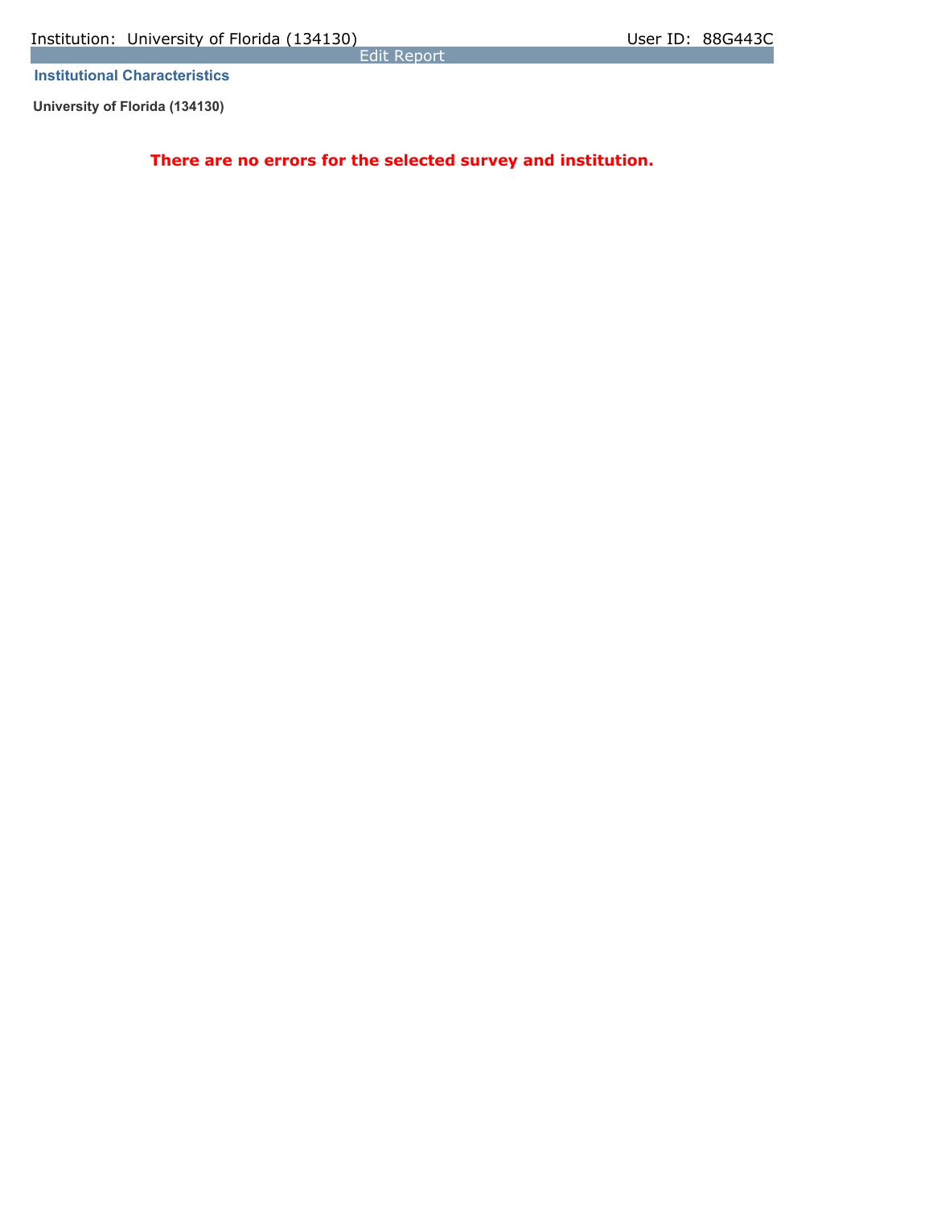Institution: University of Florida (134130) User ID: 88G443C

Edit Report

## Institutional Characteristics

**University of Florida (134130)**

**There are no errors for the selected survey and institution.**